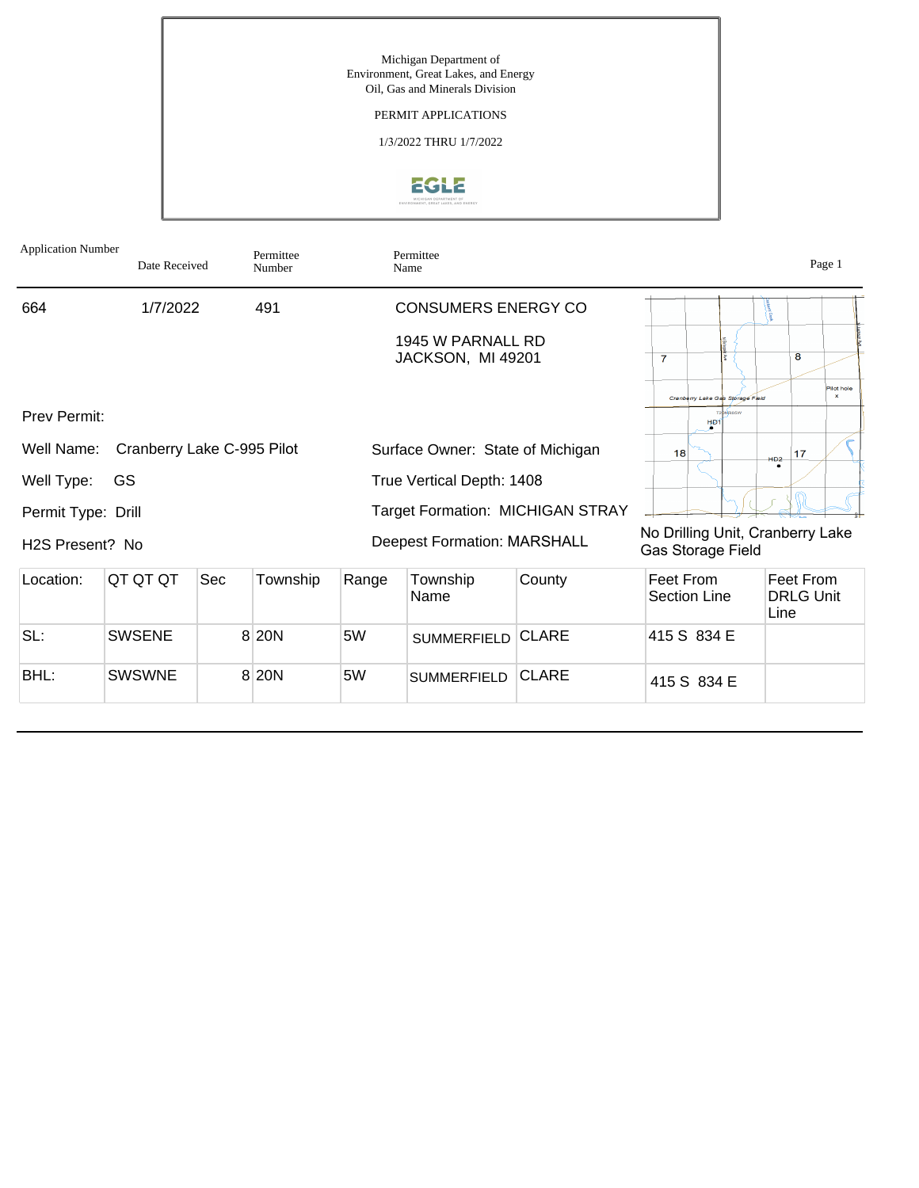Michigan Department of
Environment, Great Lakes, and Energy
Oil, Gas and Minerals Division

PERMIT APPLICATIONS

1/3/2022 THRU 1/7/2022

| Application Number | Date Received | Permittee Number | Permittee Name |
|---|---|---|---|
| 664 | 1/7/2022 | 491 | CONSUMERS ENERGY CO<br>1945 W PARNALL RD<br>JACKSON, MI 49201 |

Prev Permit:

Well Name: Cranberry Lake C-995 Pilot

Well Type: GS

Permit Type: Drill

H2S Present? No

Surface Owner: State of Michigan

True Vertical Depth: 1408

Target Formation: MICHIGAN STRAY

Deepest Formation: MARSHALL

No Drilling Unit, Cranberry Lake Gas Storage Field

| Location: | QT QT QT | Sec | Township | Range | Township Name | County | Feet From Section Line | Feet From DRLG Unit Line |
|---|---|---|---|---|---|---|---|---|
| SL: | SWSENE | 8 | 20N | 5W | SUMMERFIELD | CLARE | 415 S 834 E | |
| BHL: | SWSWNE | 8 | 20N | 5W | SUMMERFIELD | CLARE | 415 S 834 E | |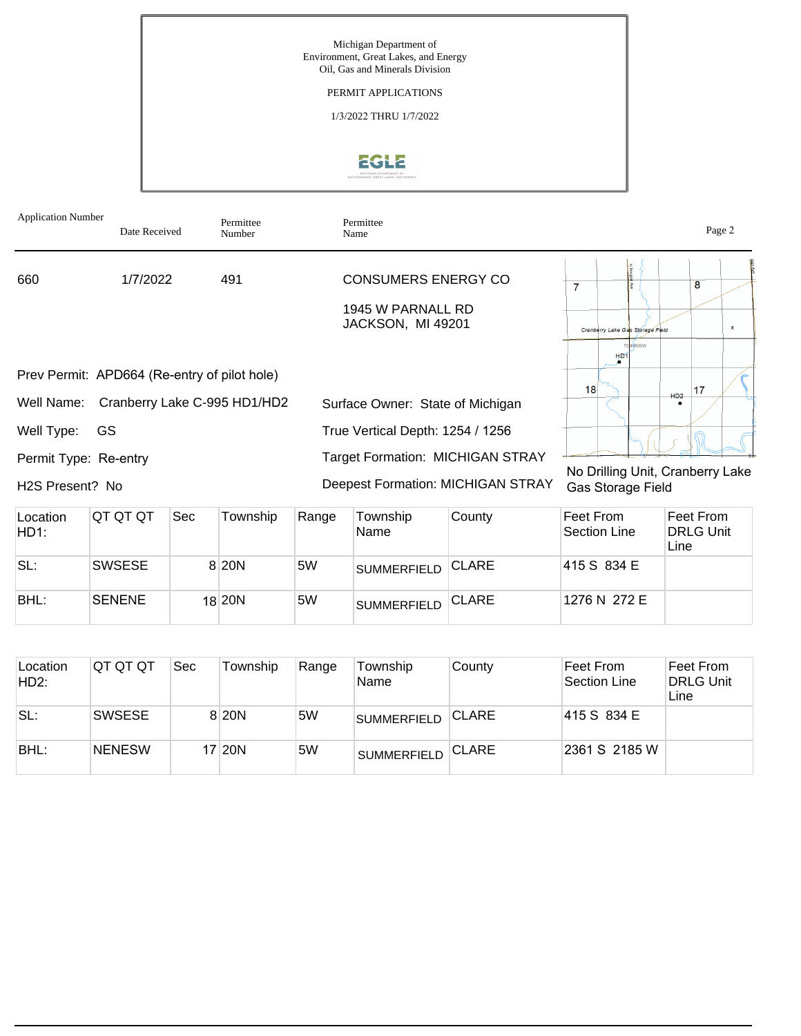Michigan Department of Environment, Great Lakes, and Energy
Oil, Gas and Minerals Division

PERMIT APPLICATIONS

1/3/2022 THRU 1/7/2022

| Application Number | Date Received | Permittee Number | Permittee Name |
|---|---|---|---|
| 660 | 1/7/2022 | 491 | CONSUMERS ENERGY CO<br>1945 W PARNALL RD<br>JACKSON, MI 49201 |

Prev Permit: APD664 (Re-entry of pilot hole)

Well Name: Cranberry Lake C-995 HD1/HD2

Well Type: GS

Permit Type: Re-entry

H2S Present? No

Surface Owner: State of Michigan

True Vertical Depth: 1254 / 1256

Target Formation: MICHIGAN STRAY

Deepest Formation: MICHIGAN STRAY

No Drilling Unit, Cranberry Lake Gas Storage Field

| Location HD1: | QT QT QT | Sec | Township | Range | Township Name | County | Feet From Section Line | Feet From DRLG Unit Line |
|---|---|---|---|---|---|---|---|---|
| SL: | SWSESE | 8 | 20N | 5W | SUMMERFIELD | CLARE | 415 S 834 E | |
| BHL: | SENENE | 18 | 20N | 5W | SUMMERFIELD | CLARE | 1276 N 272 E | |

| Location HD2: | QT QT QT | Sec | Township | Range | Township Name | County | Feet From Section Line | Feet From DRLG Unit Line |
|---|---|---|---|---|---|---|---|---|
| SL: | SWSESE | 8 | 20N | 5W | SUMMERFIELD | CLARE | 415 S 834 E | |
| BHL: | NENESW | 17 | 20N | 5W | SUMMERFIELD | CLARE | 2361 S 2185 W | |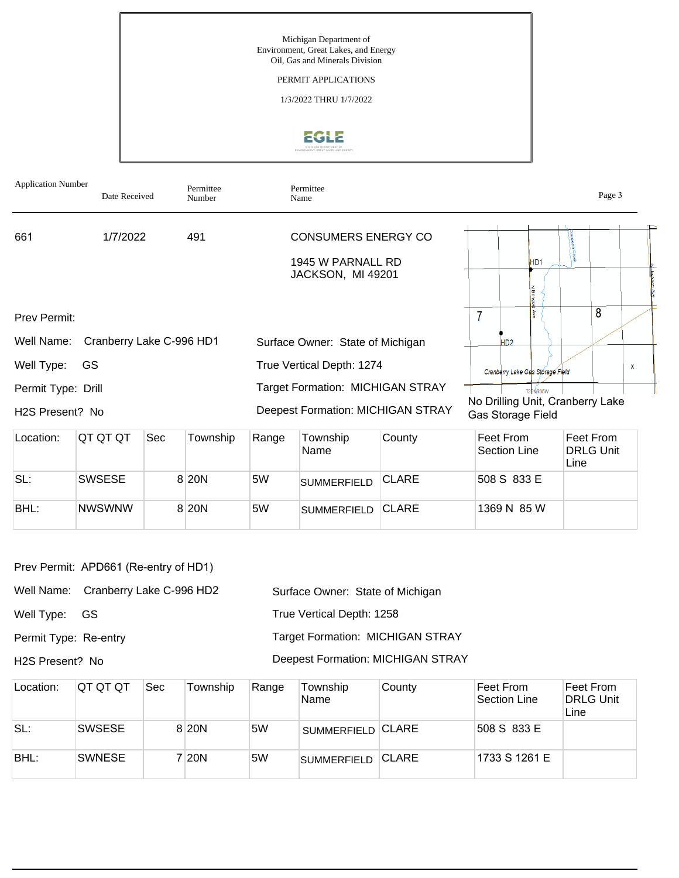Michigan Department of
Environment, Great Lakes, and Energy
Oil, Gas and Minerals Division

PERMIT APPLICATIONS

1/3/2022 THRU 1/7/2022

| Application Number | Date Received | Permittee Number | Permittee Name |
|---|---|---|---|
| 661 | 1/7/2022 | 491 | CONSUMERS ENERGY CO<br>1945 W PARNALL RD<br>JACKSON, MI 49201 |

Prev Permit:

Well Name: Cranberry Lake C-996 HD1

Well Type: GS

Permit Type: Drill

H2S Present? No

Surface Owner: State of Michigan

True Vertical Depth: 1274

Target Formation: MICHIGAN STRAY

Deepest Formation: MICHIGAN STRAY

No Drilling Unit, Cranberry Lake Gas Storage Field

| Location: | QT QT QT | Sec | Township | Range | Township Name | County | Feet From Section Line | Feet From DRLG Unit Line |
|---|---|---|---|---|---|---|---|---|
| SL: | SWSESE | 8 | 20N | 5W | SUMMERFIELD | CLARE | 508 S 833 E | |
| BHL: | NWSWNW | 8 | 20N | 5W | SUMMERFIELD | CLARE | 1369 N 85 W | |

Prev Permit: APD661 (Re-entry of HD1)

Well Name: Cranberry Lake C-996 HD2

Well Type: GS

Permit Type: Re-entry

H2S Present? No

Surface Owner: State of Michigan

True Vertical Depth: 1258

Target Formation: MICHIGAN STRAY

Deepest Formation: MICHIGAN STRAY

| Location: | QT QT QT | Sec | Township | Range | Township Name | County | Feet From Section Line | Feet From DRLG Unit Line |
|---|---|---|---|---|---|---|---|---|
| SL: | SWSESE | 8 | 20N | 5W | SUMMERFIELD | CLARE | 508 S 833 E | |
| BHL: | SWNESE | 7 | 20N | 5W | SUMMERFIELD | CLARE | 1733 S 1261 E | |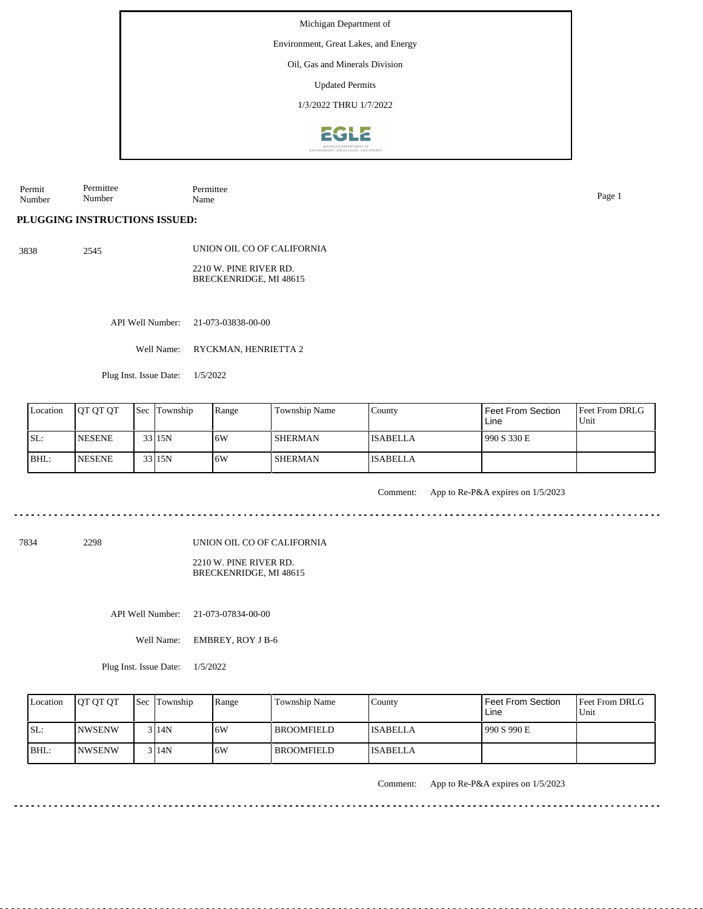Michigan Department of

Environment, Great Lakes, and Energy

Oil, Gas and Minerals Division

Updated Permits

1/3/2022 THRU 1/7/2022

Permit Number | Permittee Number | Permittee Name

**PLUGGING INSTRUCTIONS ISSUED:**

3838 2545 UNION OIL CO OF CALIFORNIA

2210 W. PINE RIVER RD.
BRECKENRIDGE, MI 48615

API Well Number: 21-073-03838-00-00

Well Name: RYCKMAN, HENRIETTA 2

Plug Inst. Issue Date: 1/5/2022

| Location | QT QT QT | Sec | Township | Range | Township Name | County | Feet From Section Line | Feet From DRLG Unit |
|---|---|---|---|---|---|---|---|---|
| SL: | NESENE | 33 | 15N | 6W | SHERMAN | ISABELLA | 990 S 330 E | |
| BHL: | NESENE | 33 | 15N | 6W | SHERMAN | ISABELLA | | |

Comment: App to Re-P&A expires on 1/5/2023

---

7834 2298 UNION OIL CO OF CALIFORNIA

2210 W. PINE RIVER RD.
BRECKENRIDGE, MI 48615

API Well Number: 21-073-07834-00-00

Well Name: EMBREY, ROY J B-6

Plug Inst. Issue Date: 1/5/2022

| Location | QT QT QT | Sec | Township | Range | Township Name | County | Feet From Section Line | Feet From DRLG Unit |
|---|---|---|---|---|---|---|---|---|
| SL: | NWSENW | 3 | 14N | 6W | BROOMFIELD | ISABELLA | 990 S 990 E | |
| BHL: | NWSENW | 3 | 14N | 6W | BROOMFIELD | ISABELLA | | |

Comment: App to Re-P&A expires on 1/5/2023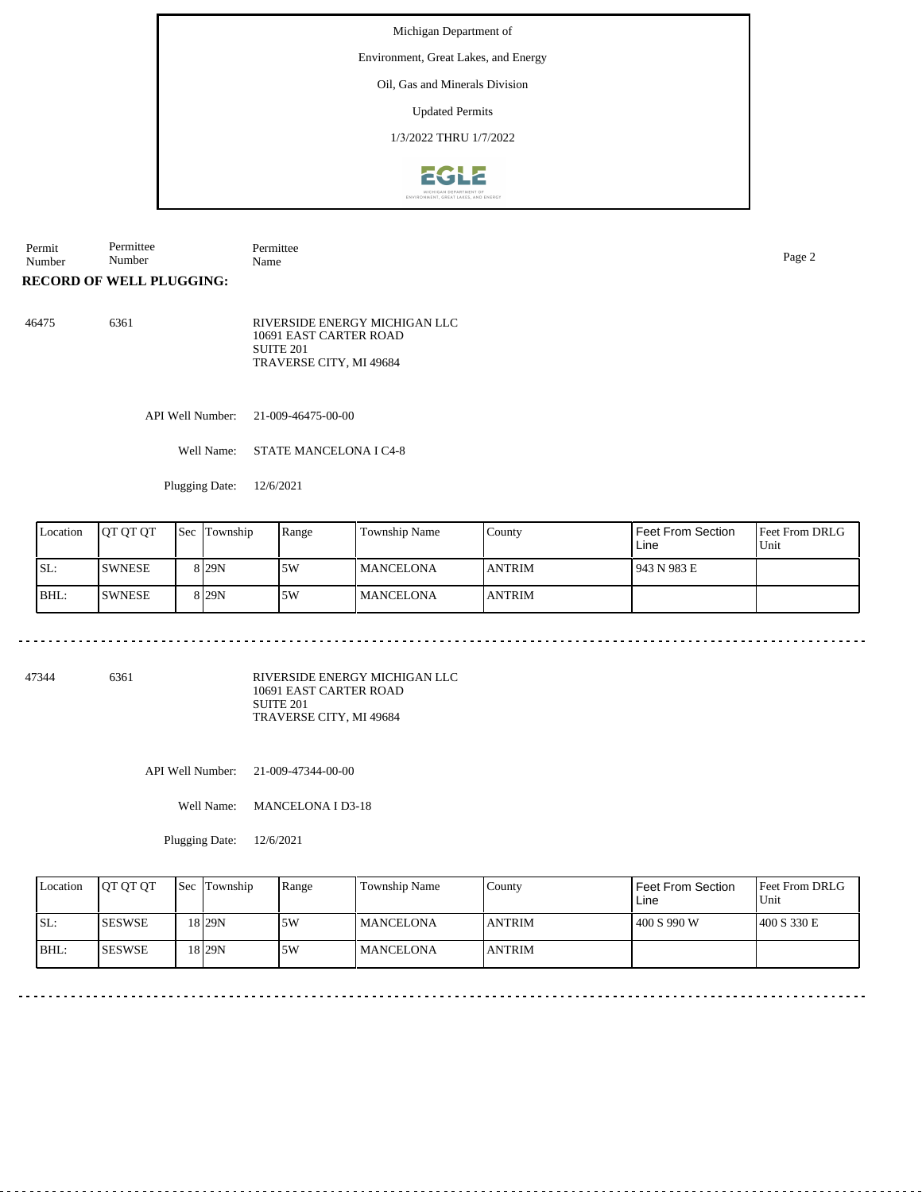Michigan Department of

Environment, Great Lakes, and Energy

Oil, Gas and Minerals Division

Updated Permits

1/3/2022 THRU 1/7/2022

| Permit Number | Permittee Number | Permittee Name |
|---|---|---|

**RECORD OF WELL PLUGGING:**

46475 6361 RIVERSIDE ENERGY MICHIGAN LLC
10691 EAST CARTER ROAD
SUITE 201
TRAVERSE CITY, MI 49684

API Well Number: 21-009-46475-00-00

Well Name: STATE MANCELONA I C4-8

Plugging Date: 12/6/2021

| Location | QT QT QT | Sec | Township | Range | Township Name | County | Feet From Section Line | Feet From DRLG Unit |
|---|---|---|---|---|---|---|---|---|
| SL: | SWNESE | 8 | 29N | 5W | MANCELONA | ANTRIM | 943 N 983 E | |
| BHL: | SWNESE | 8 | 29N | 5W | MANCELONA | ANTRIM | | |

---

47344 6361 RIVERSIDE ENERGY MICHIGAN LLC
10691 EAST CARTER ROAD
SUITE 201
TRAVERSE CITY, MI 49684

API Well Number: 21-009-47344-00-00

Well Name: MANCELONA I D3-18

Plugging Date: 12/6/2021

| Location | QT QT QT | Sec | Township | Range | Township Name | County | Feet From Section Line | Feet From DRLG Unit |
|---|---|---|---|---|---|---|---|---|
| SL: | SESWSE | 18 | 29N | 5W | MANCELONA | ANTRIM | 400 S 990 W | 400 S 330 E |
| BHL: | SESWSE | 18 | 29N | 5W | MANCELONA | ANTRIM | | |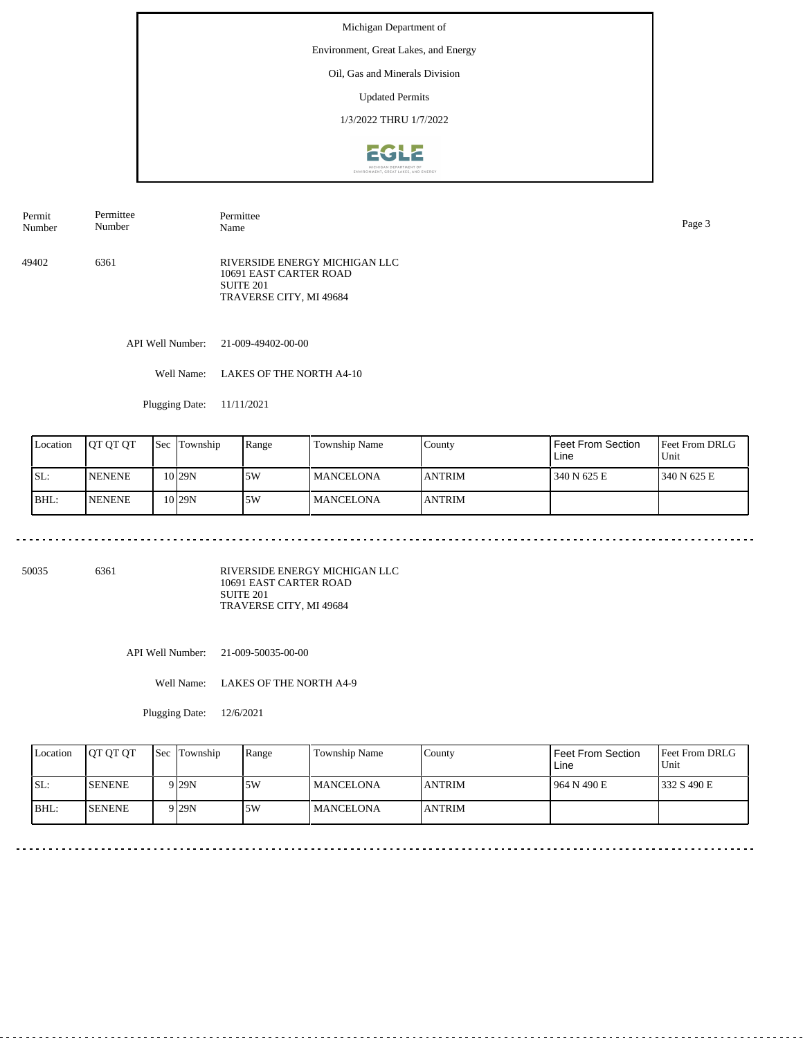Michigan Department of

Environment, Great Lakes, and Energy

Oil, Gas and Minerals Division

Updated Permits

1/3/2022 THRU 1/7/2022

| Permit Number | Permittee Number | Permittee Name |
|---|---|---|
| 49402 | 6361 | RIVERSIDE ENERGY MICHIGAN LLC<br>10691 EAST CARTER ROAD<br>SUITE 201<br>TRAVERSE CITY, MI 49684 |

API Well Number: 21-009-49402-00-00

Well Name: LAKES OF THE NORTH A4-10

Plugging Date: 11/11/2021

| Location | QT QT QT | Sec | Township | Range | Township Name | County | Feet From Section Line | Feet From DRLG Unit |
|---|---|---|---|---|---|---|---|---|
| SL: | NENENE | 10 | 29N | 5W | MANCELONA | ANTRIM | 340 N 625 E | 340 N 625 E |
| BHL: | NENENE | 10 | 29N | 5W | MANCELONA | ANTRIM | | |

---

| Permit Number | Permittee Number | Permittee Name |
|---|---|---|
| 50035 | 6361 | RIVERSIDE ENERGY MICHIGAN LLC<br>10691 EAST CARTER ROAD<br>SUITE 201<br>TRAVERSE CITY, MI 49684 |

API Well Number: 21-009-50035-00-00

Well Name: LAKES OF THE NORTH A4-9

Plugging Date: 12/6/2021

| Location | QT QT QT | Sec | Township | Range | Township Name | County | Feet From Section Line | Feet From DRLG Unit |
|---|---|---|---|---|---|---|---|---|
| SL: | SENENE | 9 | 29N | 5W | MANCELONA | ANTRIM | 964 N 490 E | 332 S 490 E |
| BHL: | SENENE | 9 | 29N | 5W | MANCELONA | ANTRIM | | |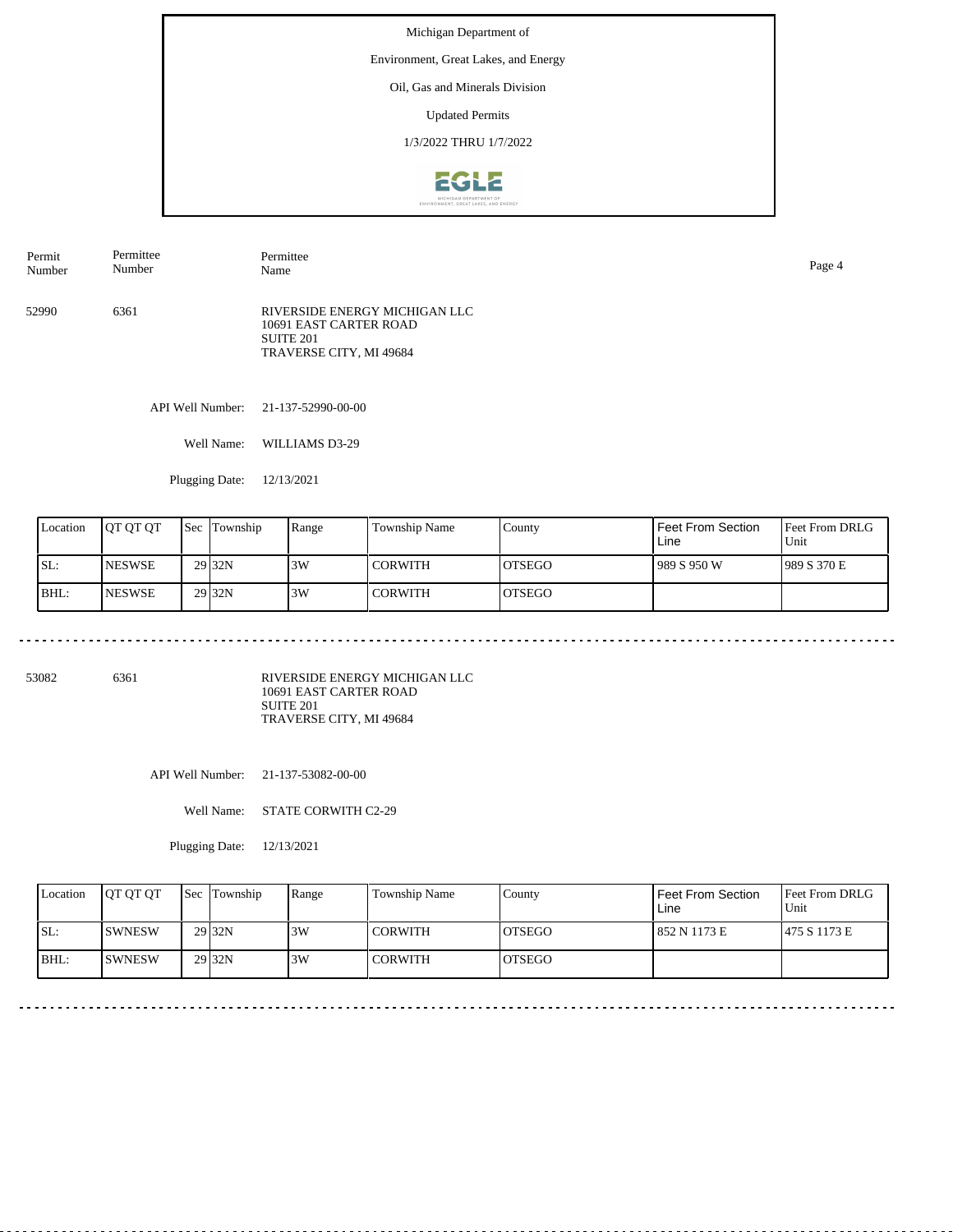Michigan Department of

Environment, Great Lakes, and Energy

Oil, Gas and Minerals Division

Updated Permits

1/3/2022 THRU 1/7/2022

| Permit Number | Permittee Number | Permittee Name |
|---|---|---|
| 52990 | 6361 | RIVERSIDE ENERGY MICHIGAN LLC<br>10691 EAST CARTER ROAD<br>SUITE 201<br>TRAVERSE CITY, MI 49684 |

API Well Number: 21-137-52990-00-00

Well Name: WILLIAMS D3-29

Plugging Date: 12/13/2021

| Location | QT QT QT | Sec | Township | Range | Township Name | County | Feet From Section Line | Feet From DRLG Unit |
|---|---|---|---|---|---|---|---|---|
| SL: | NESWSE | 29 | 32N | 3W | CORWITH | OTSEGO | 989 S 950 W | 989 S 370 E |
| BHL: | NESWSE | 29 | 32N | 3W | CORWITH | OTSEGO | | |

---

| Permit Number | Permittee Number | Permittee Name |
|---|---|---|
| 53082 | 6361 | RIVERSIDE ENERGY MICHIGAN LLC<br>10691 EAST CARTER ROAD<br>SUITE 201<br>TRAVERSE CITY, MI 49684 |

API Well Number: 21-137-53082-00-00

Well Name: STATE CORWITH C2-29

Plugging Date: 12/13/2021

| Location | QT QT QT | Sec | Township | Range | Township Name | County | Feet From Section Line | Feet From DRLG Unit |
|---|---|---|---|---|---|---|---|---|
| SL: | SWNESW | 29 | 32N | 3W | CORWITH | OTSEGO | 852 N 1173 E | 475 S 1173 E |
| BHL: | SWNESW | 29 | 32N | 3W | CORWITH | OTSEGO | | |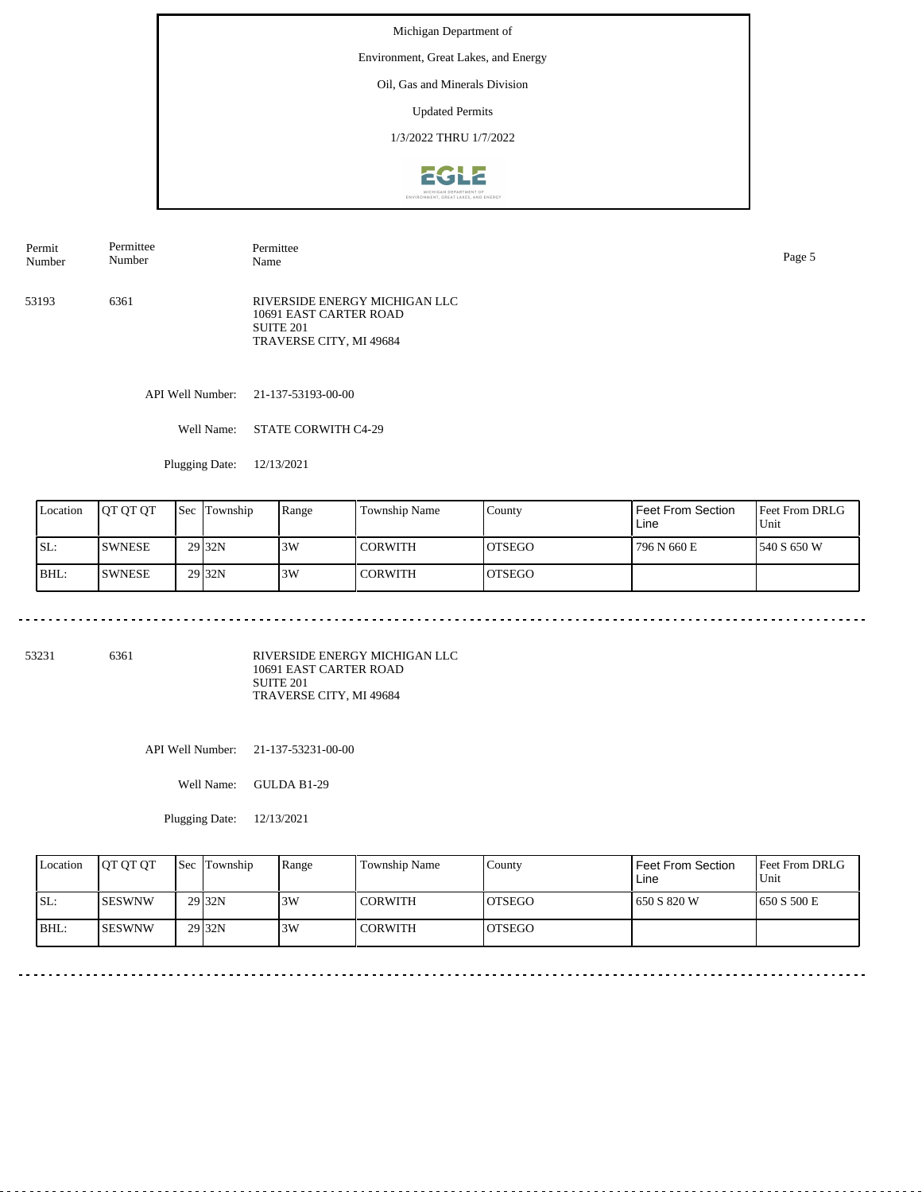Michigan Department of

Environment, Great Lakes, and Energy

Oil, Gas and Minerals Division

Updated Permits

1/3/2022 THRU 1/7/2022

| Permit Number | Permittee Number | Permittee Name |
|---|---|---|
| 53193 | 6361 | RIVERSIDE ENERGY MICHIGAN LLC<br>10691 EAST CARTER ROAD<br>SUITE 201<br>TRAVERSE CITY, MI 49684 |

API Well Number: 21-137-53193-00-00

Well Name: STATE CORWITH C4-29

Plugging Date: 12/13/2021

| Location | QT QT QT | Sec | Township | Range | Township Name | County | Feet From Section Line | Feet From DRLG Unit |
|---|---|---|---|---|---|---|---|---|
| SL: | SWNESE | 29 | 32N | 3W | CORWITH | OTSEGO | 796 N 660 E | 540 S 650 W |
| BHL: | SWNESE | 29 | 32N | 3W | CORWITH | OTSEGO | | |

---

| Permit Number | Permittee Number | Permittee Name |
|---|---|---|
| 53231 | 6361 | RIVERSIDE ENERGY MICHIGAN LLC<br>10691 EAST CARTER ROAD<br>SUITE 201<br>TRAVERSE CITY, MI 49684 |

API Well Number: 21-137-53231-00-00

Well Name: GULDA B1-29

Plugging Date: 12/13/2021

| Location | QT QT QT | Sec | Township | Range | Township Name | County | Feet From Section Line | Feet From DRLG Unit |
|---|---|---|---|---|---|---|---|---|
| SL: | SESWNW | 29 | 32N | 3W | CORWITH | OTSEGO | 650 S 820 W | 650 S 500 E |
| BHL: | SESWNW | 29 | 32N | 3W | CORWITH | OTSEGO | | |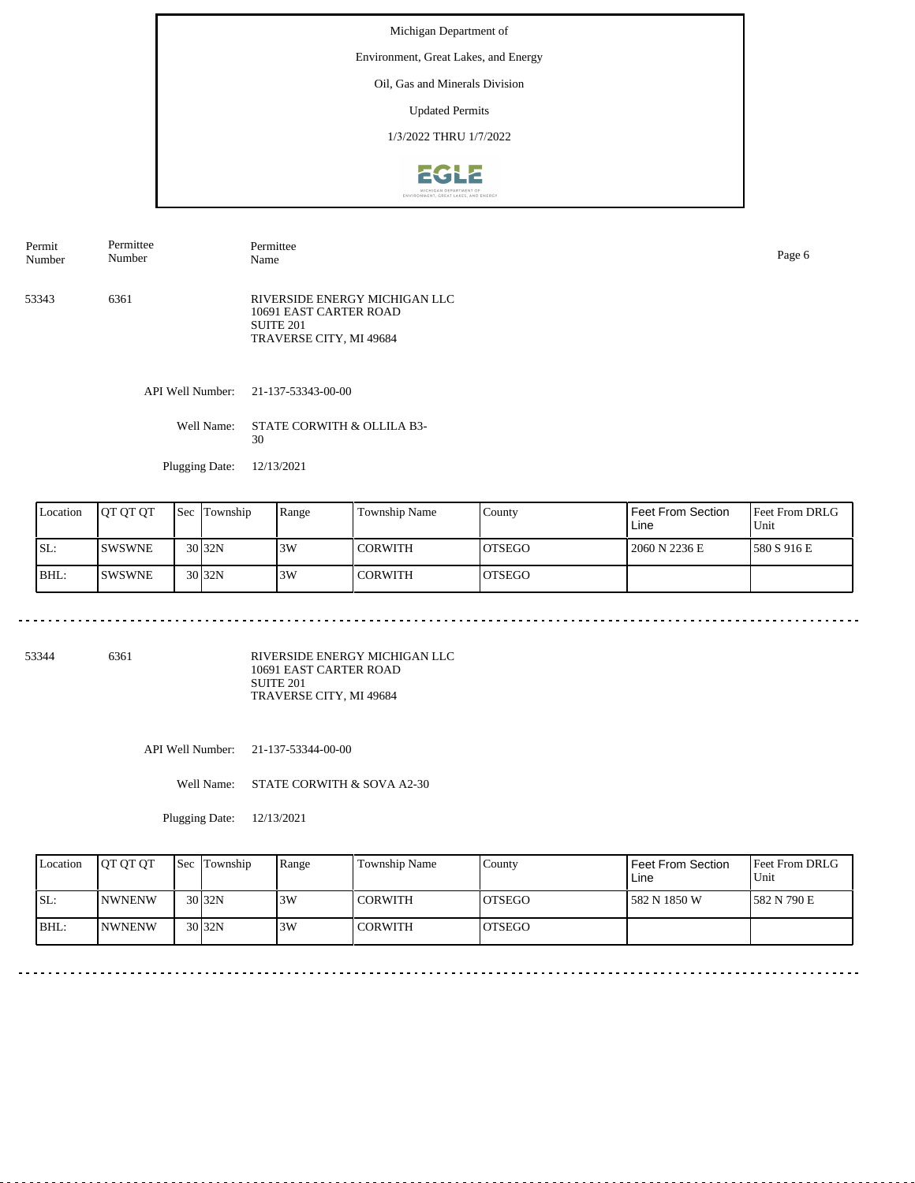Michigan Department of

Environment, Great Lakes, and Energy

Oil, Gas and Minerals Division

Updated Permits

1/3/2022 THRU 1/7/2022

| Permit Number | Permittee Number | Permittee Name |
|---|---|---|
| 53343 | 6361 | RIVERSIDE ENERGY MICHIGAN LLC<br>10691 EAST CARTER ROAD<br>SUITE 201<br>TRAVERSE CITY, MI 49684 |

API Well Number: 21-137-53343-00-00

Well Name: STATE CORWITH & OLLILA B3-30

Plugging Date: 12/13/2021

| Location | QT QT QT | Sec | Township | Range | Township Name | County | Feet From Section Line | Feet From DRLG Unit |
|---|---|---|---|---|---|---|---|---|
| SL: | SWSWNE | 30 | 32N | 3W | CORWITH | OTSEGO | 2060 N 2236 E | 580 S 916 E |
| BHL: | SWSWNE | 30 | 32N | 3W | CORWITH | OTSEGO | | |

---

| Permit Number | Permittee Number | Permittee Name |
|---|---|---|
| 53344 | 6361 | RIVERSIDE ENERGY MICHIGAN LLC<br>10691 EAST CARTER ROAD<br>SUITE 201<br>TRAVERSE CITY, MI 49684 |

API Well Number: 21-137-53344-00-00

Well Name: STATE CORWITH & SOVA A2-30

Plugging Date: 12/13/2021

| Location | QT QT QT | Sec | Township | Range | Township Name | County | Feet From Section Line | Feet From DRLG Unit |
|---|---|---|---|---|---|---|---|---|
| SL: | NWNENW | 30 | 32N | 3W | CORWITH | OTSEGO | 582 N 1850 W | 582 N 790 E |
| BHL: | NWNENW | 30 | 32N | 3W | CORWITH | OTSEGO | | |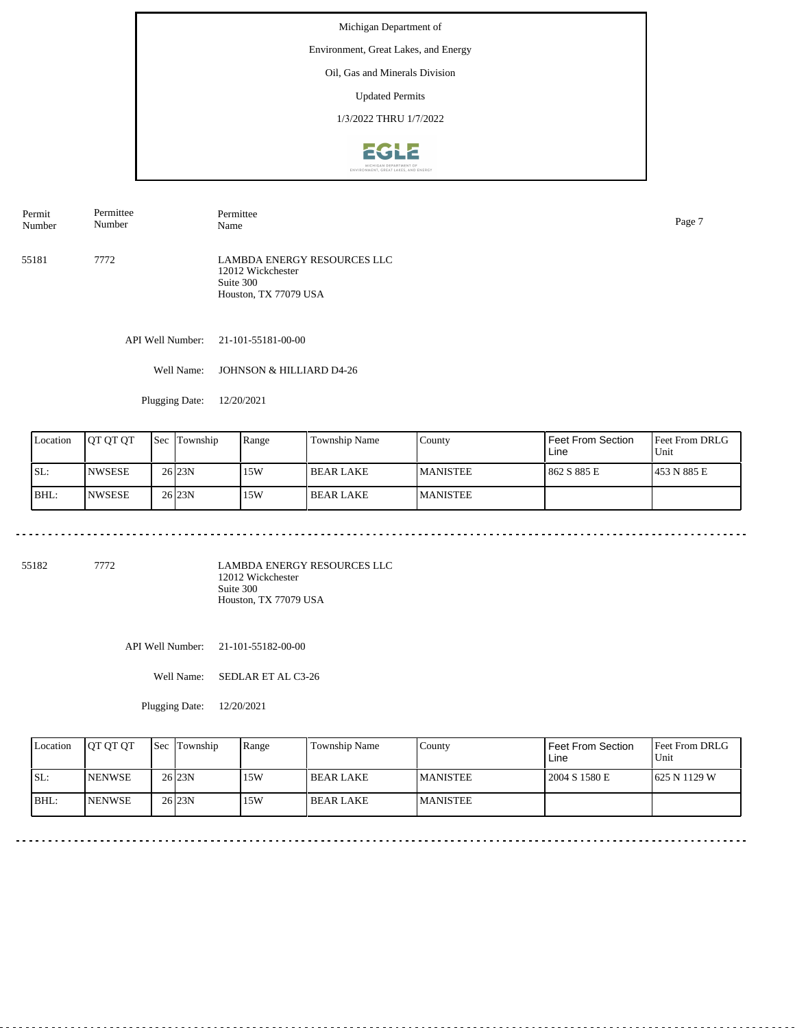Michigan Department of

Environment, Great Lakes, and Energy

Oil, Gas and Minerals Division

Updated Permits

1/3/2022 THRU 1/7/2022

| Permit Number | Permittee Number | Permittee Name |
|---|---|---|
| 55181 | 7772 | LAMBDA ENERGY RESOURCES LLC<br>12012 Wickchester<br>Suite 300<br>Houston, TX 77079 USA |

API Well Number: 21-101-55181-00-00

Well Name: JOHNSON & HILLIARD D4-26

Plugging Date: 12/20/2021

| Location | QT QT QT | Sec | Township | Range | Township Name | County | Feet From Section Line | Feet From DRLG Unit |
|---|---|---|---|---|---|---|---|---|
| SL: | NWSESE | 26 | 23N | 15W | BEAR LAKE | MANISTEE | 862 S 885 E | 453 N 885 E |
| BHL: | NWSESE | 26 | 23N | 15W | BEAR LAKE | MANISTEE | | |

---

| Permit Number | Permittee Number | Permittee Name |
|---|---|---|
| 55182 | 7772 | LAMBDA ENERGY RESOURCES LLC<br>12012 Wickchester<br>Suite 300<br>Houston, TX 77079 USA |

API Well Number: 21-101-55182-00-00

Well Name: SEDLAR ET AL C3-26

Plugging Date: 12/20/2021

| Location | QT QT QT | Sec | Township | Range | Township Name | County | Feet From Section Line | Feet From DRLG Unit |
|---|---|---|---|---|---|---|---|---|
| SL: | NENWSE | 26 | 23N | 15W | BEAR LAKE | MANISTEE | 2004 S 1580 E | 625 N 1129 W |
| BHL: | NENWSE | 26 | 23N | 15W | BEAR LAKE | MANISTEE | | |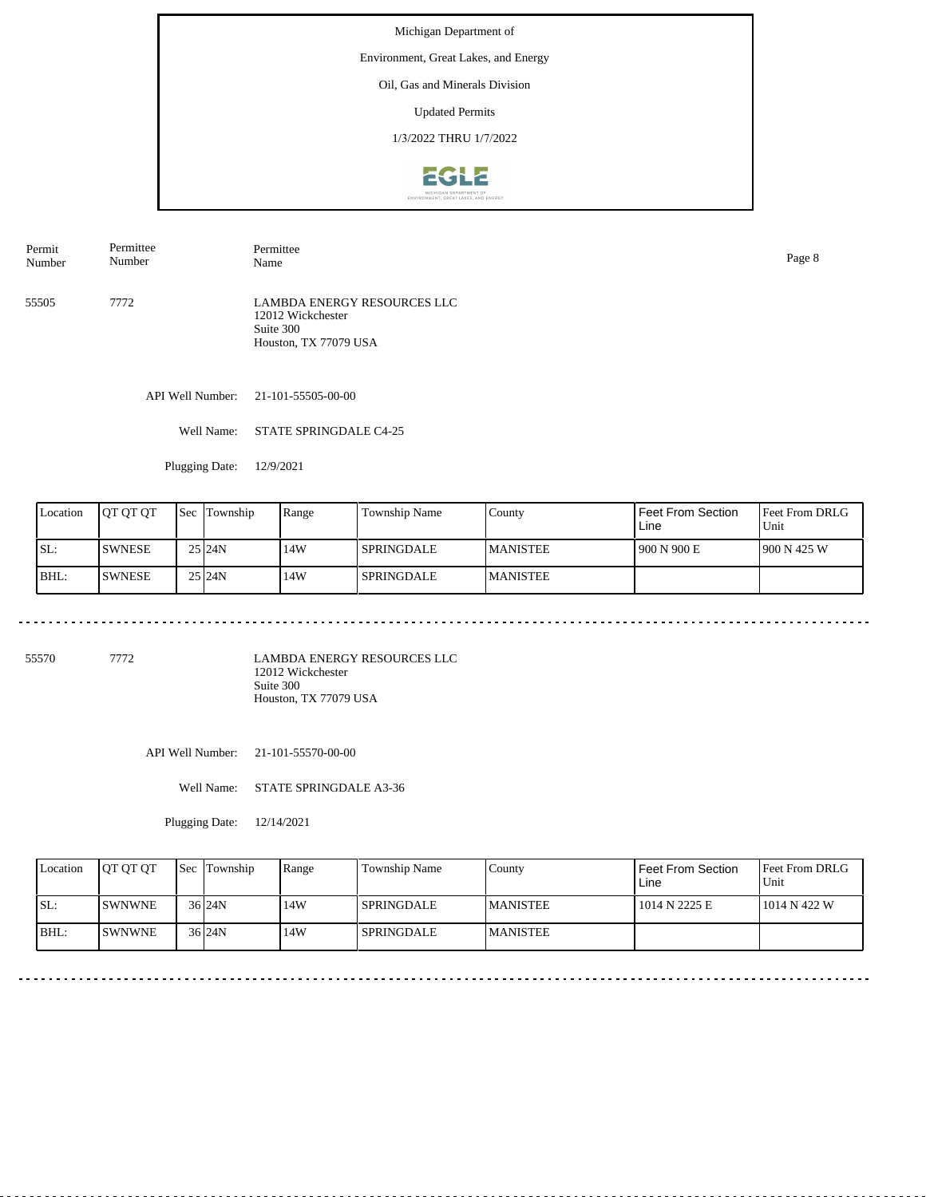Michigan Department of

Environment, Great Lakes, and Energy

Oil, Gas and Minerals Division

Updated Permits

1/3/2022 THRU 1/7/2022

| Permit Number | Permittee Number | Permittee Name |
|---|---|---|
| 55505 | 7772 | LAMBDA ENERGY RESOURCES LLC<br>12012 Wickchester<br>Suite 300<br>Houston, TX 77079 USA |

API Well Number: 21-101-55505-00-00

Well Name: STATE SPRINGDALE C4-25

Plugging Date: 12/9/2021

| Location | QT QT QT | Sec | Township | Range | Township Name | County | Feet From Section Line | Feet From DRLG Unit |
|---|---|---|---|---|---|---|---|---|
| SL: | SWNESE | 25 | 24N | 14W | SPRINGDALE | MANISTEE | 900 N 900 E | 900 N 425 W |
| BHL: | SWNESE | 25 | 24N | 14W | SPRINGDALE | MANISTEE | | |

| Permit Number | Permittee Number | Permittee Name |
|---|---|---|
| 55570 | 7772 | LAMBDA ENERGY RESOURCES LLC<br>12012 Wickchester<br>Suite 300<br>Houston, TX 77079 USA |

API Well Number: 21-101-55570-00-00

Well Name: STATE SPRINGDALE A3-36

Plugging Date: 12/14/2021

| Location | QT QT QT | Sec | Township | Range | Township Name | County | Feet From Section Line | Feet From DRLG Unit |
|---|---|---|---|---|---|---|---|---|
| SL: | SWNWNE | 36 | 24N | 14W | SPRINGDALE | MANISTEE | 1014 N 2225 E | 1014 N 422 W |
| BHL: | SWNWNE | 36 | 24N | 14W | SPRINGDALE | MANISTEE | | |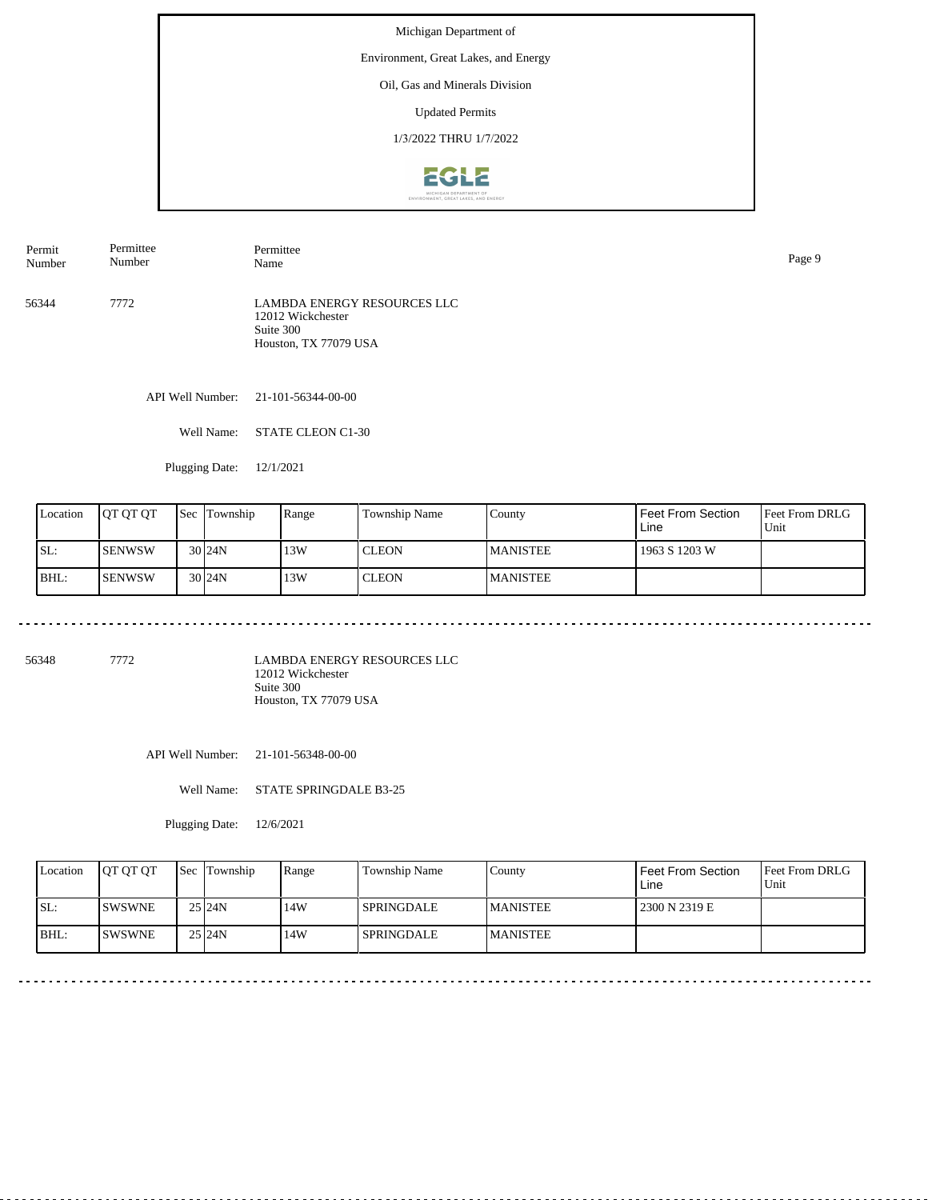Michigan Department of

Environment, Great Lakes, and Energy

Oil, Gas and Minerals Division

Updated Permits

1/3/2022 THRU 1/7/2022

| Permit Number | Permittee Number | Permittee Name |
|---|---|---|
| 56344 | 7772 | LAMBDA ENERGY RESOURCES LLC<br>12012 Wickchester<br>Suite 300<br>Houston, TX 77079 USA |

API Well Number: 21-101-56344-00-00

Well Name: STATE CLEON C1-30

Plugging Date: 12/1/2021

| Location | QT QT QT | Sec | Township | Range | Township Name | County | Feet From Section Line | Feet From DRLG Unit |
|---|---|---|---|---|---|---|---|---|
| SL: | SENWSW | 30 | 24N | 13W | CLEON | MANISTEE | 1963 S 1203 W | |
| BHL: | SENWSW | 30 | 24N | 13W | CLEON | MANISTEE | | |

---

| Permit Number | Permittee Number | Permittee Name |
|---|---|---|
| 56348 | 7772 | LAMBDA ENERGY RESOURCES LLC<br>12012 Wickchester<br>Suite 300<br>Houston, TX 77079 USA |

API Well Number: 21-101-56348-00-00

Well Name: STATE SPRINGDALE B3-25

Plugging Date: 12/6/2021

| Location | QT QT QT | Sec | Township | Range | Township Name | County | Feet From Section Line | Feet From DRLG Unit |
|---|---|---|---|---|---|---|---|---|
| SL: | SWSWNE | 25 | 24N | 14W | SPRINGDALE | MANISTEE | 2300 N 2319 E | |
| BHL: | SWSWNE | 25 | 24N | 14W | SPRINGDALE | MANISTEE | | |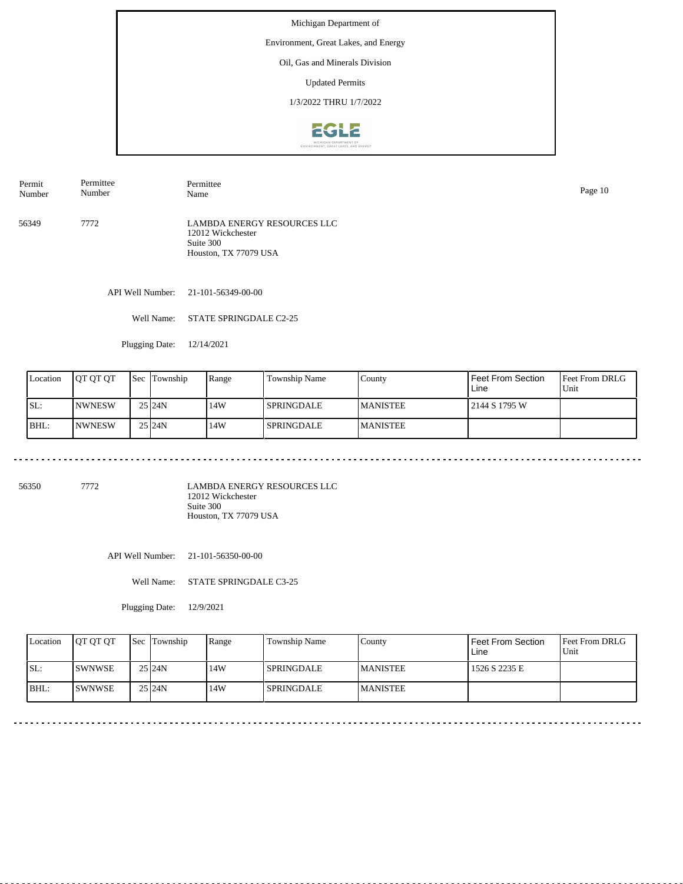Michigan Department of

Environment, Great Lakes, and Energy

Oil, Gas and Minerals Division

Updated Permits

1/3/2022 THRU 1/7/2022

| Permit Number | Permittee Number | Permittee Name |
|---|---|---|
| 56349 | 7772 | LAMBDA ENERGY RESOURCES LLC<br>12012 Wickchester<br>Suite 300<br>Houston, TX 77079 USA |

API Well Number: 21-101-56349-00-00

Well Name: STATE SPRINGDALE C2-25

Plugging Date: 12/14/2021

| Location | QT QT QT | Sec | Township | Range | Township Name | County | Feet From Section Line | Feet From DRLG Unit |
|---|---|---|---|---|---|---|---|---|
| SL: | NWNESW | 25 | 24N | 14W | SPRINGDALE | MANISTEE | 2144 S 1795 W | |
| BHL: | NWNESW | 25 | 24N | 14W | SPRINGDALE | MANISTEE | | |

| Permit Number | Permittee Number | Permittee Name |
|---|---|---|
| 56350 | 7772 | LAMBDA ENERGY RESOURCES LLC<br>12012 Wickchester<br>Suite 300<br>Houston, TX 77079 USA |

API Well Number: 21-101-56350-00-00

Well Name: STATE SPRINGDALE C3-25

Plugging Date: 12/9/2021

| Location | QT QT QT | Sec | Township | Range | Township Name | County | Feet From Section Line | Feet From DRLG Unit |
|---|---|---|---|---|---|---|---|---|
| SL: | SWNWSE | 25 | 24N | 14W | SPRINGDALE | MANISTEE | 1526 S 2235 E | |
| BHL: | SWNWSE | 25 | 24N | 14W | SPRINGDALE | MANISTEE | | |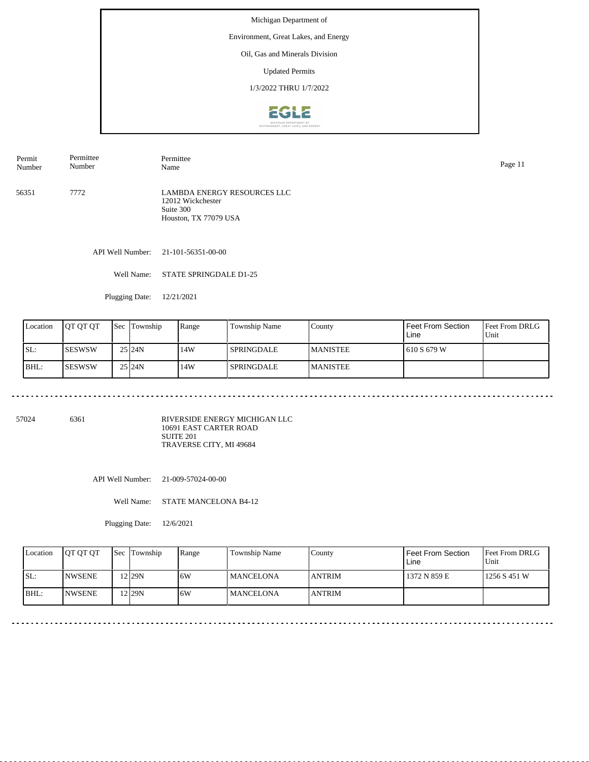Michigan Department of

Environment, Great Lakes, and Energy

Oil, Gas and Minerals Division

Updated Permits

1/3/2022 THRU 1/7/2022

| Permit Number | Permittee Number | Permittee Name |
|---|---|---|

56351 &nbsp;&nbsp; 7772 &nbsp;&nbsp; LAMBDA ENERGY RESOURCES LLC
12012 Wickchester
Suite 300
Houston, TX 77079 USA

API Well Number: 21-101-56351-00-00

Well Name: STATE SPRINGDALE D1-25

Plugging Date: 12/21/2021

| Location | QT QT QT | Sec | Township | Range | Township Name | County | Feet From Section Line | Feet From DRLG Unit |
|---|---|---|---|---|---|---|---|---|
| SL: | SESWSW | 25 | 24N | 14W | SPRINGDALE | MANISTEE | 610 S 679 W | |
| BHL: | SESWSW | 25 | 24N | 14W | SPRINGDALE | MANISTEE | | |

---

57024 &nbsp;&nbsp; 6361 &nbsp;&nbsp; RIVERSIDE ENERGY MICHIGAN LLC
10691 EAST CARTER ROAD
SUITE 201
TRAVERSE CITY, MI 49684

API Well Number: 21-009-57024-00-00

Well Name: STATE MANCELONA B4-12

Plugging Date: 12/6/2021

| Location | QT QT QT | Sec | Township | Range | Township Name | County | Feet From Section Line | Feet From DRLG Unit |
|---|---|---|---|---|---|---|---|---|
| SL: | NWSENE | 12 | 29N | 6W | MANCELONA | ANTRIM | 1372 N 859 E | 1256 S 451 W |
| BHL: | NWSENE | 12 | 29N | 6W | MANCELONA | ANTRIM | | |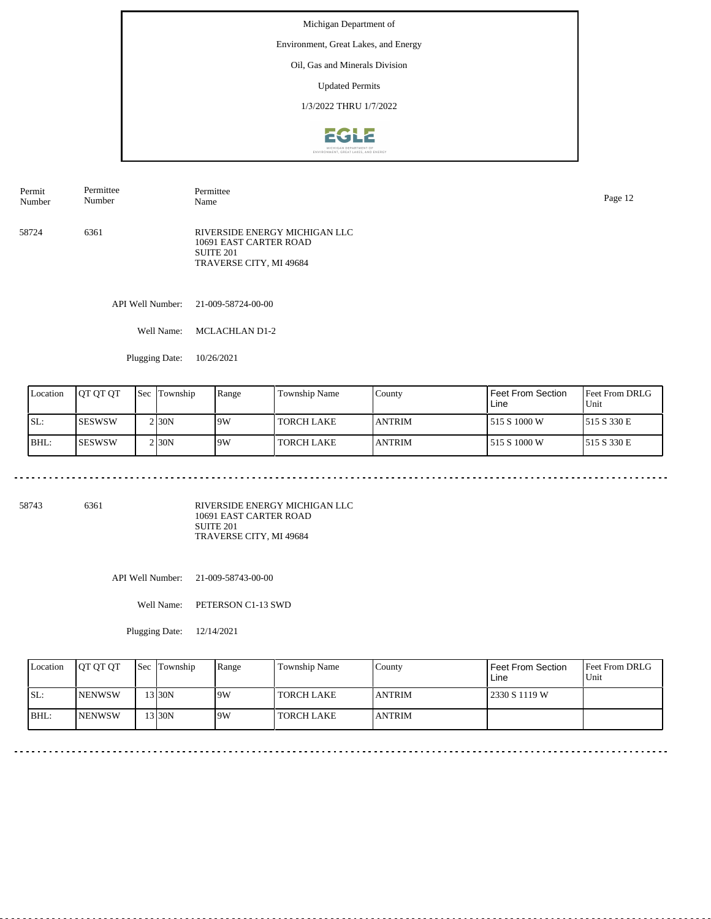Michigan Department of

Environment, Great Lakes, and Energy

Oil, Gas and Minerals Division

Updated Permits

1/3/2022 THRU 1/7/2022

| Permit Number | Permittee Number | Permittee Name |
|---|---|---|
| 58724 | 6361 | RIVERSIDE ENERGY MICHIGAN LLC<br>10691 EAST CARTER ROAD<br>SUITE 201<br>TRAVERSE CITY, MI 49684 |

API Well Number: 21-009-58724-00-00

Well Name: MCLACHLAN D1-2

Plugging Date: 10/26/2021

| Location | QT QT QT | Sec | Township | Range | Township Name | County | Feet From Section Line | Feet From DRLG Unit |
|---|---|---|---|---|---|---|---|---|
| SL: | SESWSW | 2 | 30N | 9W | TORCH LAKE | ANTRIM | 515 S 1000 W | 515 S 330 E |
| BHL: | SESWSW | 2 | 30N | 9W | TORCH LAKE | ANTRIM | 515 S 1000 W | 515 S 330 E |

---

| Permit Number | Permittee Number | Permittee Name |
|---|---|---|
| 58743 | 6361 | RIVERSIDE ENERGY MICHIGAN LLC<br>10691 EAST CARTER ROAD<br>SUITE 201<br>TRAVERSE CITY, MI 49684 |

API Well Number: 21-009-58743-00-00

Well Name: PETERSON C1-13 SWD

Plugging Date: 12/14/2021

| Location | QT QT QT | Sec | Township | Range | Township Name | County | Feet From Section Line | Feet From DRLG Unit |
|---|---|---|---|---|---|---|---|---|
| SL: | NENWSW | 13 | 30N | 9W | TORCH LAKE | ANTRIM | 2330 S 1119 W | |
| BHL: | NENWSW | 13 | 30N | 9W | TORCH LAKE | ANTRIM | | |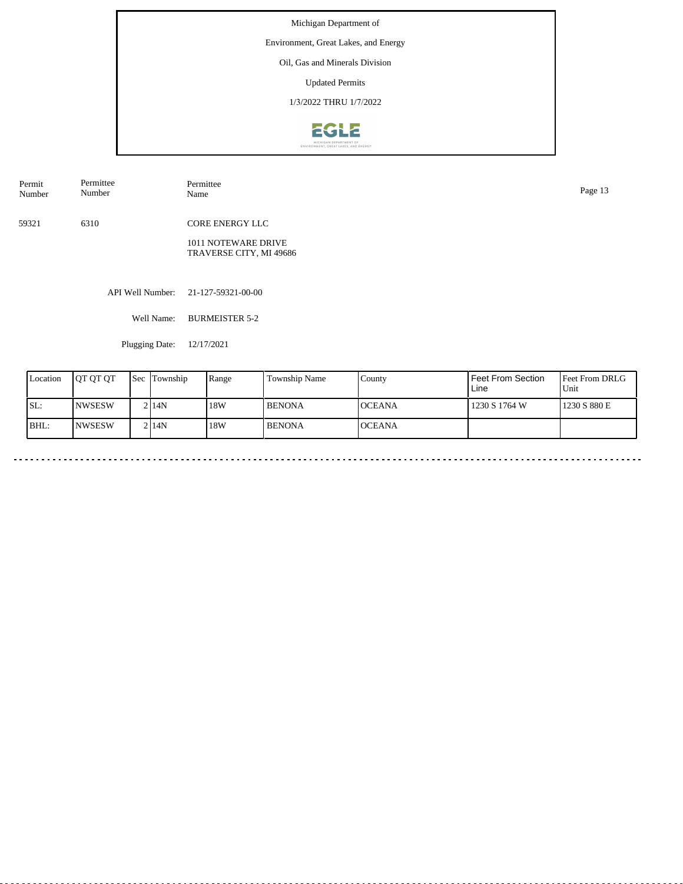Michigan Department of

Environment, Great Lakes, and Energy

Oil, Gas and Minerals Division

Updated Permits

1/3/2022 THRU 1/7/2022

| Permit Number | Permittee Number | Permittee Name |
|---|---|---|
| 59321 | 6310 | CORE ENERGY LLC |
| | | 1011 NOTEWARE DRIVE<br>TRAVERSE CITY, MI 49686 |

API Well Number: 21-127-59321-00-00

Well Name: BURMEISTER 5-2

Plugging Date: 12/17/2021

| Location | QT QT QT | Sec | Township | Range | Township Name | County | Feet From Section Line | Feet From DRLG Unit |
|---|---|---|---|---|---|---|---|---|
| SL: | NWSESW | 2 | 14N | 18W | BENONA | OCEANA | 1230 S 1764 W | 1230 S 880 E |
| BHL: | NWSESW | 2 | 14N | 18W | BENONA | OCEANA | | |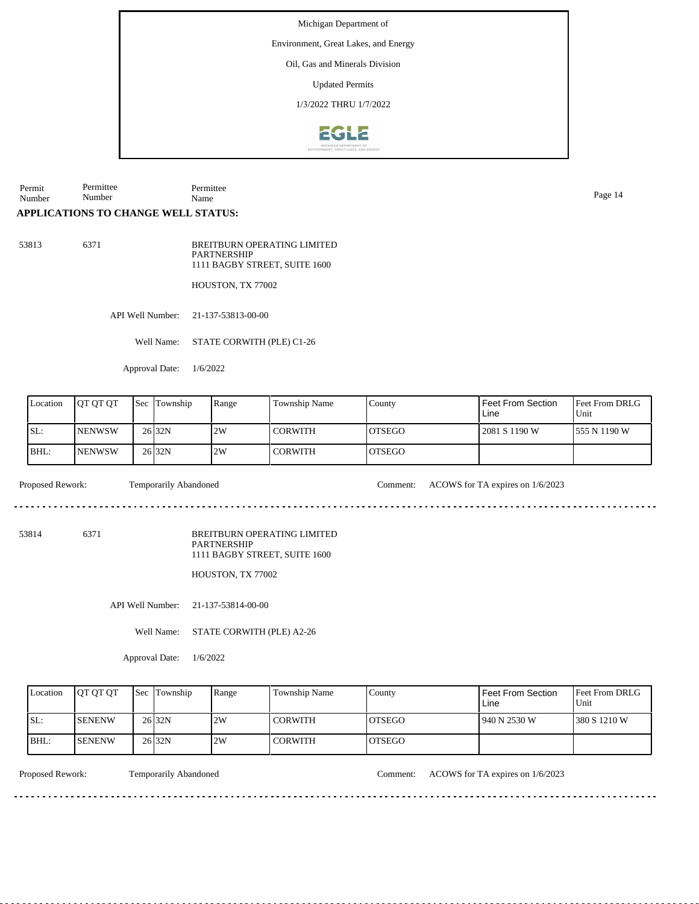Michigan Department of

Environment, Great Lakes, and Energy

Oil, Gas and Minerals Division

Updated Permits

1/3/2022 THRU 1/7/2022

Permit Number | Permittee Number | Permittee Name

**APPLICATIONS TO CHANGE WELL STATUS:**

53813 6371

BREITBURN OPERATING LIMITED PARTNERSHIP
1111 BAGBY STREET, SUITE 1600

HOUSTON, TX 77002

API Well Number: 21-137-53813-00-00

Well Name: STATE CORWITH (PLE) C1-26

Approval Date: 1/6/2022

| Location | QT QT QT | Sec | Township | Range | Township Name | County | Feet From Section Line | Feet From DRLG Unit |
|---|---|---|---|---|---|---|---|---|
| SL: | NENWSW | 26 | 32N | 2W | CORWITH | OTSEGO | 2081 S 1190 W | 555 N 1190 W |
| BHL: | NENWSW | 26 | 32N | 2W | CORWITH | OTSEGO | | |

Proposed Rework: Temporarily Abandoned

Comment: ACOWS for TA expires on 1/6/2023

---

53814 6371

BREITBURN OPERATING LIMITED PARTNERSHIP
1111 BAGBY STREET, SUITE 1600

HOUSTON, TX 77002

API Well Number: 21-137-53814-00-00

Well Name: STATE CORWITH (PLE) A2-26

Approval Date: 1/6/2022

| Location | QT QT QT | Sec | Township | Range | Township Name | County | Feet From Section Line | Feet From DRLG Unit |
|---|---|---|---|---|---|---|---|---|
| SL: | SENENW | 26 | 32N | 2W | CORWITH | OTSEGO | 940 N 2530 W | 380 S 1210 W |
| BHL: | SENENW | 26 | 32N | 2W | CORWITH | OTSEGO | | |

Proposed Rework: Temporarily Abandoned

Comment: ACOWS for TA expires on 1/6/2023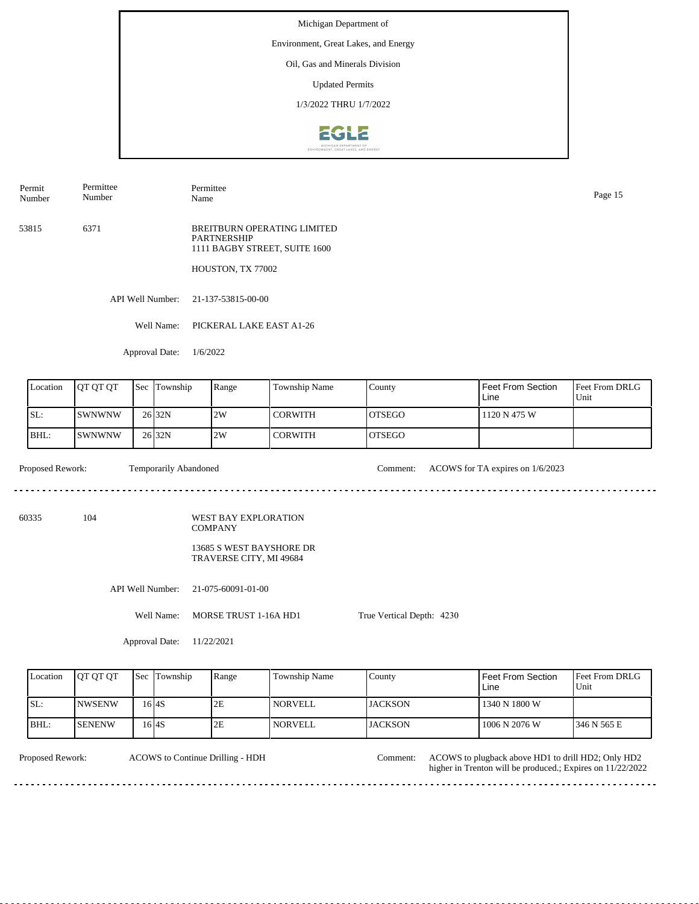Michigan Department of

Environment, Great Lakes, and Energy

Oil, Gas and Minerals Division

Updated Permits

1/3/2022 THRU 1/7/2022

| Permit Number | Permittee Number | Permittee Name |
|---|---|---|
| 53815 | 6371 | BREITBURN OPERATING LIMITED PARTNERSHIP<br>1111 BAGBY STREET, SUITE 1600<br>HOUSTON, TX 77002 |

API Well Number: 21-137-53815-00-00

Well Name: PICKERAL LAKE EAST A1-26

Approval Date: 1/6/2022

| Location | QT QT QT | Sec | Township | Range | Township Name | County | Feet From Section Line | Feet From DRLG Unit |
|---|---|---|---|---|---|---|---|---|
| SL: | SWNWNW | 26 | 32N | 2W | CORWITH | OTSEGO | 1120 N 475 W | |
| BHL: | SWNWNW | 26 | 32N | 2W | CORWITH | OTSEGO | | |

Proposed Rework: Temporarily Abandoned

Comment: ACOWS for TA expires on 1/6/2023

---

| Permit Number | Permittee Number | Permittee Name |
|---|---|---|
| 60335 | 104 | WEST BAY EXPLORATION COMPANY<br>13685 S WEST BAYSHORE DR<br>TRAVERSE CITY, MI 49684 |

API Well Number: 21-075-60091-01-00

Well Name: MORSE TRUST 1-16A HD1

True Vertical Depth: 4230

Approval Date: 11/22/2021

| Location | QT QT QT | Sec | Township | Range | Township Name | County | Feet From Section Line | Feet From DRLG Unit |
|---|---|---|---|---|---|---|---|---|
| SL: | NWSENW | 16 | 4S | 2E | NORVELL | JACKSON | 1340 N 1800 W | |
| BHL: | SENENW | 16 | 4S | 2E | NORVELL | JACKSON | 1006 N 2076 W | 346 N 565 E |

Proposed Rework: ACOWS to Continue Drilling - HDH

Comment: ACOWS to plugback above HD1 to drill HD2; Only HD2 higher in Trenton will be produced.; Expires on 11/22/2022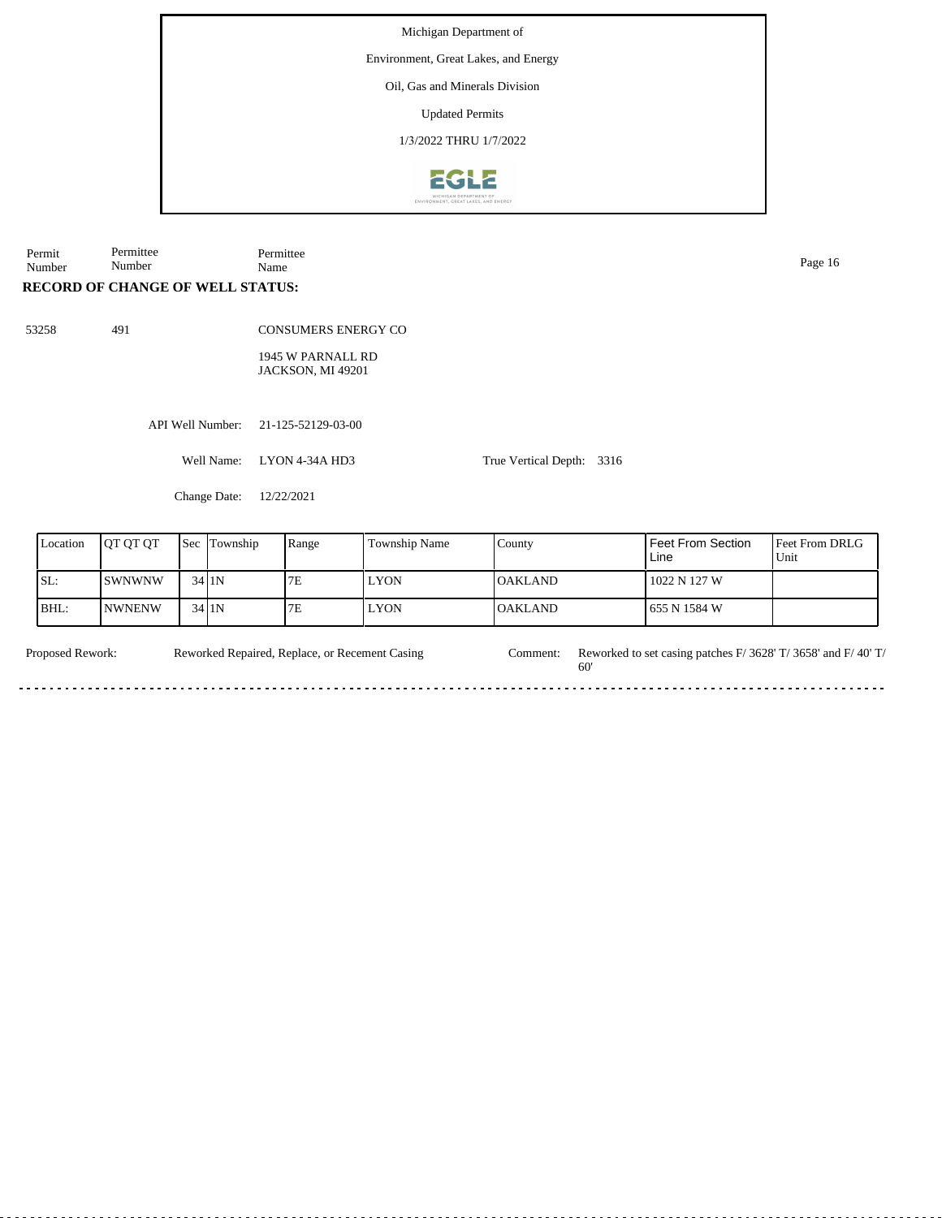Michigan Department of

Environment, Great Lakes, and Energy

Oil, Gas and Minerals Division

Updated Permits

1/3/2022 THRU 1/7/2022

| Permit Number | Permittee Number | Permittee Name |
|---|---|---|

**RECORD OF CHANGE OF WELL STATUS:**

53258 491 CONSUMERS ENERGY CO

1945 W PARNALL RD
JACKSON, MI 49201

API Well Number: 21-125-52129-03-00

Well Name: LYON 4-34A HD3

True Vertical Depth: 3316

Change Date: 12/22/2021

| Location | QT QT QT | Sec | Township | Range | Township Name | County | Feet From Section Line | Feet From DRLG Unit |
|---|---|---|---|---|---|---|---|---|
| SL: | SWNWNW | 34 | 1N | 7E | LYON | OAKLAND | 1022 N 127 W | |
| BHL: | NWNENW | 34 | 1N | 7E | LYON | OAKLAND | 655 N 1584 W | |

Proposed Rework: Reworked Repaired, Replace, or Recement Casing

Comment: Reworked to set casing patches F/ 3628' T/ 3658' and F/ 40' T/ 60'